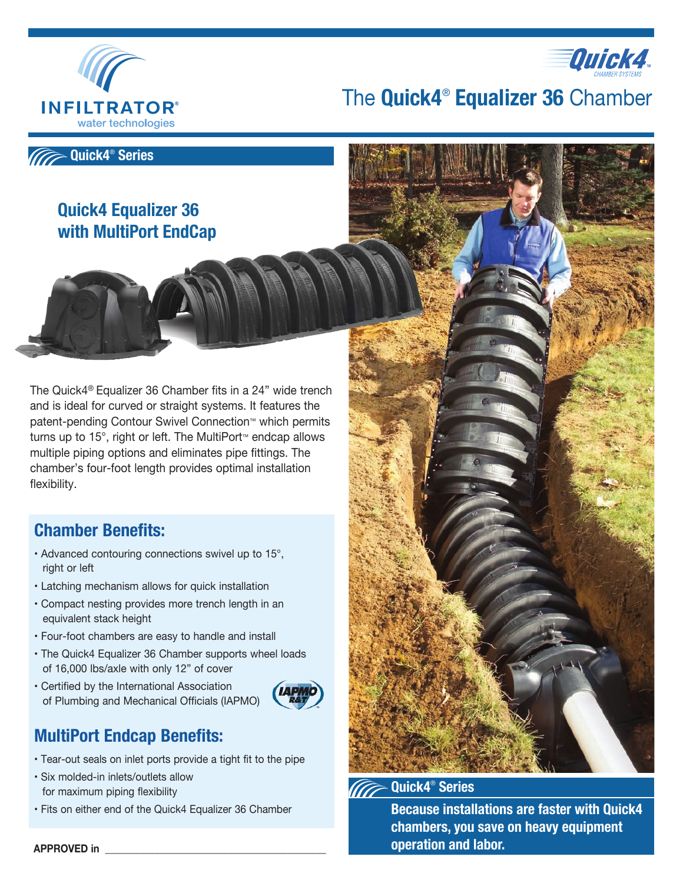INFILTRATOR®
water technologies

Quick4™ CHAMBER SYSTEMS

# The Quick4® Equalizer 36 Chamber

## Quick4® Series

### Quick4 Equalizer 36 with MultiPort EndCap

The Quick4® Equalizer 36 Chamber fits in a 24" wide trench and is ideal for curved or straight systems. It features the patent-pending Contour Swivel Connection™ which permits turns up to 15°, right or left. The MultiPort™ endcap allows multiple piping options and eliminates pipe fittings. The chamber's four-foot length provides optimal installation flexibility.

## Chamber Benefits:

- Advanced contouring connections swivel up to 15°, right or left
- Latching mechanism allows for quick installation
- Compact nesting provides more trench length in an equivalent stack height
- Four-foot chambers are easy to handle and install
- The Quick4 Equalizer 36 Chamber supports wheel loads of 16,000 lbs/axle with only 12" of cover
- Certified by the International Association of Plumbing and Mechanical Officials (IAPMO)

## MultiPort Endcap Benefits:

- Tear-out seals on inlet ports provide a tight fit to the pipe
- Six molded-in inlets/outlets allow for maximum piping flexibility
- Fits on either end of the Quick4 Equalizer 36 Chamber

**APPROVED in** \_\_\_\_\_\_\_\_\_\_\_\_\_\_\_\_\_\_\_\_\_\_\_\_\_\_\_\_\_\_\_\_\_\_\_\_\_\_\_\_

## Quick4® Series

**Because installations are faster with Quick4 chambers, you save on heavy equipment operation and labor.**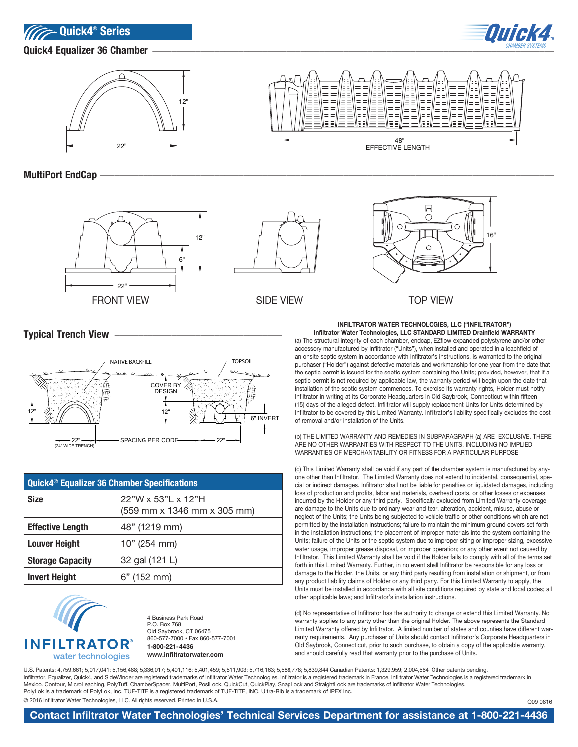Quick4® Series

## Quick4 Equalizer 36 Chamber

12"

22"

48"
EFFECTIVE LENGTH

## MultiPort EndCap

12"

6"

22"

FRONT VIEW

SIDE VIEW

16"

TOP VIEW

## Typical Trench View

NATIVE BACKFILL

TOPSOIL

COVER BY DESIGN

12"

12"

6" INVERT

22"
(24" WIDE TRENCH)

SPACING PER CODE

22"

| Quick4® Equalizer 36 Chamber Specifications | |
|---|---|
| **Size** | 22"W x 53"L x 12"H (559 mm x 1346 mm x 305 mm) |
| **Effective Length** | 48" (1219 mm) |
| **Louver Height** | 10" (254 mm) |
| **Storage Capacity** | 32 gal (121 L) |
| **Invert Height** | 6" (152 mm) |

INFILTRATOR® water technologies

4 Business Park Road
P.O. Box 768
Old Saybrook, CT 06475
860-577-7000 • Fax 860-577-7001
**1-800-221-4436**
**www.infiltratorwater.com**

**INFILTRATOR WATER TECHNOLOGIES, LLC ("INFILTRATOR")**
**Infiltrator Water Technologies, LLC STANDARD LIMITED Drainfield WARRANTY**

(a) The structural integrity of each chamber, endcap, EZflow expanded polystyrene and/or other accessory manufactured by Infiltrator ("Units"), when installed and operated in a leachfield of an onsite septic system in accordance with Infiltrator's instructions, is warranted to the original purchaser ("Holder") against defective materials and workmanship for one year from the date that the septic permit is issued for the septic system containing the Units; provided, however, that if a septic permit is not required by applicable law, the warranty period will begin upon the date that installation of the septic system commences. To exercise its warranty rights, Holder must notify Infiltrator in writing at its Corporate Headquarters in Old Saybrook, Connecticut within fifteen (15) days of the alleged defect. Infiltrator will supply replacement Units for Units determined by Infiltrator to be covered by this Limited Warranty. Infiltrator's liability specifically excludes the cost of removal and/or installation of the Units.

(b) THE LIMITED WARRANTY AND REMEDIES IN SUBPARAGRAPH (a) ARE EXCLUSIVE. THERE ARE NO OTHER WARRANTIES WITH RESPECT TO THE UNITS, INCLUDING NO IMPLIED WARRANTIES OF MERCHANTABILITY OR FITNESS FOR A PARTICULAR PURPOSE

(c) This Limited Warranty shall be void if any part of the chamber system is manufactured by anyone other than Infiltrator. The Limited Warranty does not extend to incidental, consequential, special or indirect damages. Infiltrator shall not be liable for penalties or liquidated damages, including loss of production and profits, labor and materials, overhead costs, or other losses or expenses incurred by the Holder or any third party. Specifically excluded from Limited Warranty coverage are damage to the Units due to ordinary wear and tear, alteration, accident, misuse, abuse or neglect of the Units; the Units being subjected to vehicle traffic or other conditions which are not permitted by the installation instructions; failure to maintain the minimum ground covers set forth in the installation instructions; the placement of improper materials into the system containing the Units; failure of the Units or the septic system due to improper siting or improper sizing, excessive water usage, improper grease disposal, or improper operation; or any other event not caused by Infiltrator. This Limited Warranty shall be void if the Holder fails to comply with all of the terms set forth in this Limited Warranty. Further, in no event shall Infiltrator be responsible for any loss or damage to the Holder, the Units, or any third party resulting from installation or shipment, or from any product liability claims of Holder or any third party. For this Limited Warranty to apply, the Units must be installed in accordance with all site conditions required by state and local codes; all other applicable laws; and Infiltrator's installation instructions.

(d) No representative of Infiltrator has the authority to change or extend this Limited Warranty. No warranty applies to any party other than the original Holder. The above represents the Standard Limited Warranty offered by Infiltrator. A limited number of states and counties have different warranty requirements. Any purchaser of Units should contact Infiltrator's Corporate Headquarters in Old Saybrook, Connecticut, prior to such purchase, to obtain a copy of the applicable warranty, and should carefully read that warranty prior to the purchase of Units.

U.S. Patents: 4,759,661; 5,017,041; 5,156,488; 5,336,017; 5,401,116; 5,401,459; 5,511,903; 5,716,163; 5,588,778; 5,839,844 Canadian Patents: 1,329,959; 2,004,564 Other patents pending.
Infiltrator, Equalizer, Quick4, and SideWinder are registered trademarks of Infiltrator Water Technologies. Infiltrator is a registered trademark in France. Infiltrator Water Technologies is a registered trademark in Mexico. Contour, MicroLeaching, PolyTuff, ChamberSpacer, MultiPort, PosiLock, QuickCut, QuickPlay, SnapLock and StraightLock are trademarks of Infiltrator Water Technologies.
PolyLok is a trademark of PolyLok, Inc. TUF-TITE is a registered trademark of TUF-TITE, INC. Ultra-Rib is a trademark of IPEX Inc.
© 2016 Infiltrator Water Technologies, LLC. All rights reserved. Printed in U.S.A.

Q09 0816

**Contact Infiltrator Water Technologies' Technical Services Department for assistance at 1-800-221-4436**